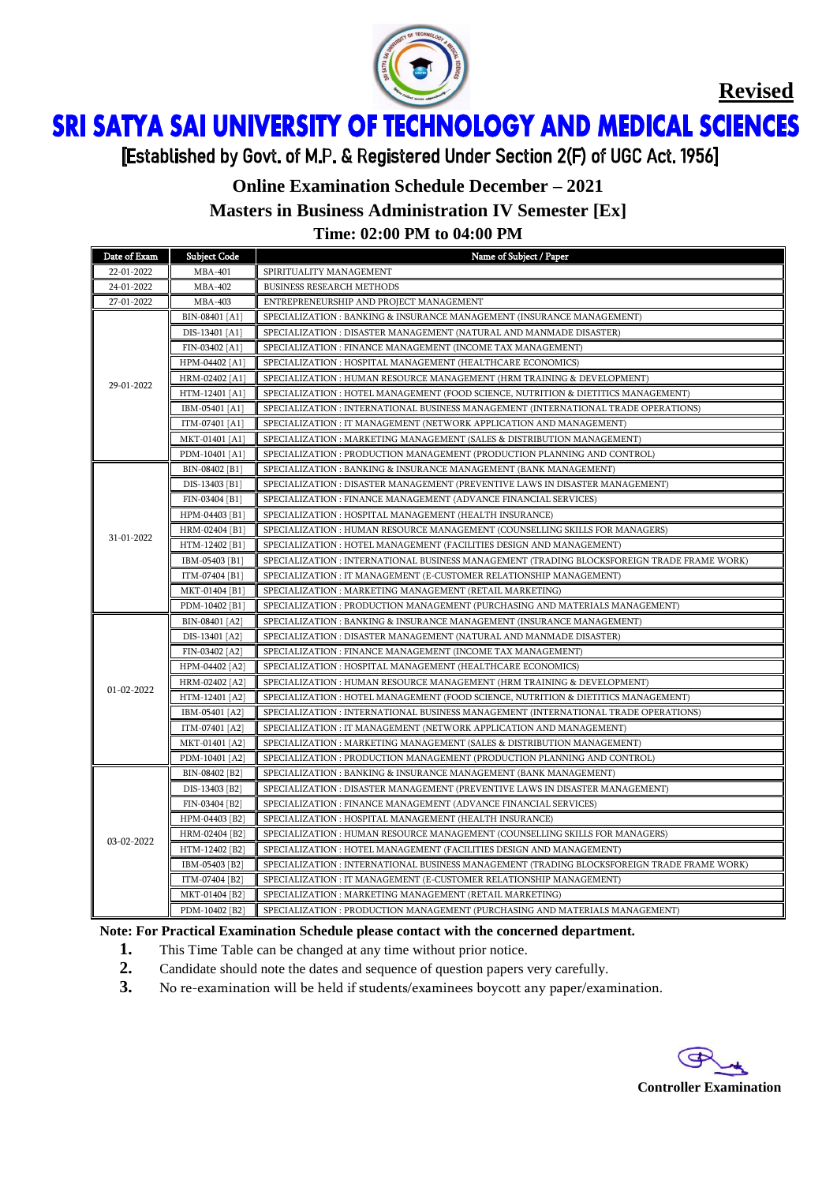**Revised**

# SRI SATYA SAI UNIVERSITY OF TECHNOLOGY AND MEDICAL SCIENCES

[Established by Govt. of M.P. & Registered Under Section 2(F) of UGC Act. 1956]

## Online Examination Schedule December – 2021

## Masters in Business Administration IV Semester [Ex]

## Time: 02:00 PM to 04:00 PM

| Date of Exam | Subject Code | Name of Subject / Paper |
|---|---|---|
| 22-01-2022 | MBA-401 | SPIRITUALITY MANAGEMENT |
| 24-01-2022 | MBA-402 | BUSINESS RESEARCH METHODS |
| 27-01-2022 | MBA-403 | ENTREPRENEURSHIP AND PROJECT MANAGEMENT |
| 29-01-2022 | BIN-08401 [A1] | SPECIALIZATION : BANKING & INSURANCE MANAGEMENT (INSURANCE MANAGEMENT) |
| | DIS-13401 [A1] | SPECIALIZATION : DISASTER MANAGEMENT (NATURAL AND MANMADE DISASTER) |
| | FIN-03402 [A1] | SPECIALIZATION : FINANCE MANAGEMENT (INCOME TAX MANAGEMENT) |
| | HPM-04402 [A1] | SPECIALIZATION : HOSPITAL MANAGEMENT (HEALTHCARE ECONOMICS) |
| | HRM-02402 [A1] | SPECIALIZATION : HUMAN RESOURCE MANAGEMENT (HRM TRAINING & DEVELOPMENT) |
| | HTM-12401 [A1] | SPECIALIZATION : HOTEL MANAGEMENT (FOOD SCIENCE, NUTRITION & DIETITICS MANAGEMENT) |
| | IBM-05401 [A1] | SPECIALIZATION : INTERNATIONAL BUSINESS MANAGEMENT (INTERNATIONAL TRADE OPERATIONS) |
| | ITM-07401 [A1] | SPECIALIZATION : IT MANAGEMENT (NETWORK APPLICATION AND MANAGEMENT) |
| | MKT-01401 [A1] | SPECIALIZATION : MARKETING MANAGEMENT (SALES & DISTRIBUTION MANAGEMENT) |
| | PDM-10401 [A1] | SPECIALIZATION : PRODUCTION MANAGEMENT (PRODUCTION PLANNING AND CONTROL) |
| 31-01-2022 | BIN-08402 [B1] | SPECIALIZATION : BANKING & INSURANCE MANAGEMENT (BANK MANAGEMENT) |
| | DIS-13403 [B1] | SPECIALIZATION : DISASTER MANAGEMENT (PREVENTIVE LAWS IN DISASTER MANAGEMENT) |
| | FIN-03404 [B1] | SPECIALIZATION : FINANCE MANAGEMENT (ADVANCE FINANCIAL SERVICES) |
| | HPM-04403 [B1] | SPECIALIZATION : HOSPITAL MANAGEMENT (HEALTH INSURANCE) |
| | HRM-02404 [B1] | SPECIALIZATION : HUMAN RESOURCE MANAGEMENT (COUNSELLING SKILLS FOR MANAGERS) |
| | HTM-12402 [B1] | SPECIALIZATION : HOTEL MANAGEMENT (FACILITIES DESIGN AND MANAGEMENT) |
| | IBM-05403 [B1] | SPECIALIZATION : INTERNATIONAL BUSINESS MANAGEMENT (TRADING BLOCKSFOREIGN TRADE FRAME WORK) |
| | ITM-07404 [B1] | SPECIALIZATION : IT MANAGEMENT (E-CUSTOMER RELATIONSHIP MANAGEMENT) |
| | MKT-01404 [B1] | SPECIALIZATION : MARKETING MANAGEMENT (RETAIL MARKETING) |
| | PDM-10402 [B1] | SPECIALIZATION : PRODUCTION MANAGEMENT (PURCHASING AND MATERIALS MANAGEMENT) |
| 01-02-2022 | BIN-08401 [A2] | SPECIALIZATION : BANKING & INSURANCE MANAGEMENT (INSURANCE MANAGEMENT) |
| | DIS-13401 [A2] | SPECIALIZATION : DISASTER MANAGEMENT (NATURAL AND MANMADE DISASTER) |
| | FIN-03402 [A2] | SPECIALIZATION : FINANCE MANAGEMENT (INCOME TAX MANAGEMENT) |
| | HPM-04402 [A2] | SPECIALIZATION : HOSPITAL MANAGEMENT (HEALTHCARE ECONOMICS) |
| | HRM-02402 [A2] | SPECIALIZATION : HUMAN RESOURCE MANAGEMENT (HRM TRAINING & DEVELOPMENT) |
| | HTM-12401 [A2] | SPECIALIZATION : HOTEL MANAGEMENT (FOOD SCIENCE, NUTRITION & DIETITICS MANAGEMENT) |
| | IBM-05401 [A2] | SPECIALIZATION : INTERNATIONAL BUSINESS MANAGEMENT (INTERNATIONAL TRADE OPERATIONS) |
| | ITM-07401 [A2] | SPECIALIZATION : IT MANAGEMENT (NETWORK APPLICATION AND MANAGEMENT) |
| | MKT-01401 [A2] | SPECIALIZATION : MARKETING MANAGEMENT (SALES & DISTRIBUTION MANAGEMENT) |
| | PDM-10401 [A2] | SPECIALIZATION : PRODUCTION MANAGEMENT (PRODUCTION PLANNING AND CONTROL) |
| 03-02-2022 | BIN-08402 [B2] | SPECIALIZATION : BANKING & INSURANCE MANAGEMENT (BANK MANAGEMENT) |
| | DIS-13403 [B2] | SPECIALIZATION : DISASTER MANAGEMENT (PREVENTIVE LAWS IN DISASTER MANAGEMENT) |
| | FIN-03404 [B2] | SPECIALIZATION : FINANCE MANAGEMENT (ADVANCE FINANCIAL SERVICES) |
| | HPM-04403 [B2] | SPECIALIZATION : HOSPITAL MANAGEMENT (HEALTH INSURANCE) |
| | HRM-02404 [B2] | SPECIALIZATION : HUMAN RESOURCE MANAGEMENT (COUNSELLING SKILLS FOR MANAGERS) |
| | HTM-12402 [B2] | SPECIALIZATION : HOTEL MANAGEMENT (FACILITIES DESIGN AND MANAGEMENT) |
| | IBM-05403 [B2] | SPECIALIZATION : INTERNATIONAL BUSINESS MANAGEMENT (TRADING BLOCKSFOREIGN TRADE FRAME WORK) |
| | ITM-07404 [B2] | SPECIALIZATION : IT MANAGEMENT (E-CUSTOMER RELATIONSHIP MANAGEMENT) |
| | MKT-01404 [B2] | SPECIALIZATION : MARKETING MANAGEMENT (RETAIL MARKETING) |
| | PDM-10402 [B2] | SPECIALIZATION : PRODUCTION MANAGEMENT (PURCHASING AND MATERIALS MANAGEMENT) |

**Note: For Practical Examination Schedule please contact with the concerned department.**

1. This Time Table can be changed at any time without prior notice.
2. Candidate should note the dates and sequence of question papers very carefully.
3. No re-examination will be held if students/examinees boycott any paper/examination.

**Controller Examination**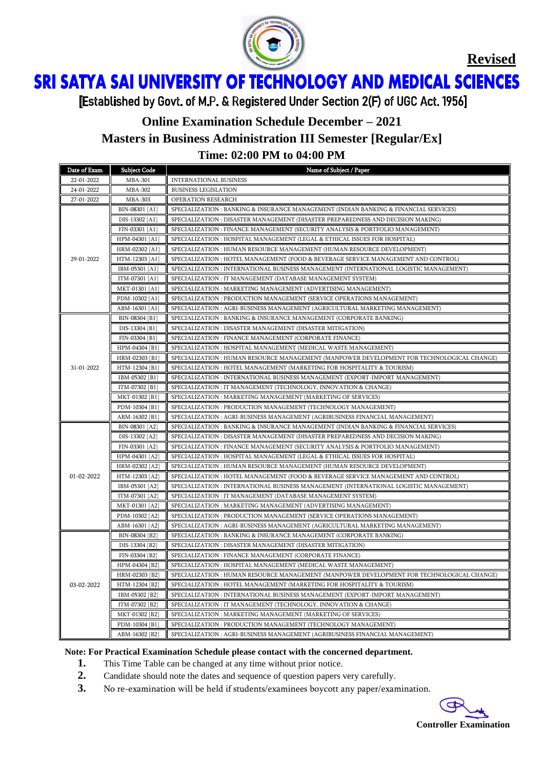**Revised**

# SRI SATYA SAI UNIVERSITY OF TECHNOLOGY AND MEDICAL SCIENCES

[Established by Govt. of M.P. & Registered Under Section 2(F) of UGC Act. 1956]

## Online Examination Schedule December – 2021

## Masters in Business Administration III Semester [Regular/Ex]

## Time: 02:00 PM to 04:00 PM

| Date of Exam | Subject Code | Name of Subject / Paper |
|---|---|---|
| 22-01-2022 | MBA-301 | INTERNATIONAL BUSINESS |
| 24-01-2022 | MBA-302 | BUSINESS LEGISLATION |
| 27-01-2022 | MBA-303 | OPERATION RESEARCH |
| 29-01-2022 | BIN-08301 [A1] | SPECIALIZATION : BANKING & INSURANCE MANAGEMENT (INDIAN BANKING & FINANCIAL SERVICES) |
| | DIS-13302 [A1] | SPECIALIZATION : DISASTER MANAGEMENT (DISASTER PREPAREDNESS AND DECISION MAKING) |
| | FIN-03301 [A1] | SPECIALIZATION : FINANCE MANAGEMENT (SECURITY ANALYSIS & PORTFOLIO MANAGEMENT) |
| | HPM-04301 [A1] | SPECIALIZATION : HOSPITAL MANAGEMENT (LEGAL & ETHICAL ISSUES FOR HOSPITAL) |
| | HRM-02302 [A1] | SPECIALIZATION : HUMAN RESOURCE MANAGEMENT (HUMAN RESOURCE DEVELOPMENT) |
| | HTM-12303 [A1] | SPECIALIZATION : HOTEL MANAGEMENT (FOOD & BEVERAGE SERVICE MANAGEMENT AND CONTROL) |
| | IBM-05301 [A1] | SPECIALIZATION : INTERNATIONAL BUSINESS MANAGEMENT (INTERNATIONAL LOGISTIC MANAGEMENT) |
| | ITM-07301 [A1] | SPECIALIZATION : IT MANAGEMENT (DATABASE MANAGEMENT SYSTEM) |
| | MKT-01301 [A1] | SPECIALIZATION : MARKETING MANAGEMENT (ADVERTISING MANAGEMENT) |
| | PDM-10302 [A1] | SPECIALIZATION : PRODUCTION MANAGEMENT (SERVICE OPERATIONS MANAGEMENT) |
| | ABM-16301 [A1] | SPECIALIZATION : AGRI-BUSINESS MANAGEMENT (AGRICULTURAL MARKETING MANAGEMENT) |
| 31-01-2022 | BIN-08304 [B1] | SPECIALIZATION : BANKING & INSURANCE MANAGEMENT (CORPORATE BANKING) |
| | DIS-13304 [B1] | SPECIALIZATION : DISASTER MANAGEMENT (DISASTER MITIGATION) |
| | FIN-03304 [B1] | SPECIALIZATION : FINANCE MANAGEMENT (CORPORATE FINANCE) |
| | HPM-04304 [B1] | SPECIALIZATION : HOSPITAL MANAGEMENT (MEDICAL WASTE MANAGEMENT) |
| | HRM-02303 [B1] | SPECIALIZATION : HUMAN RESOURCE MANAGEMENT (MANPOWER DEVELOPMENT FOR TECHNOLOGICAL CHANGE) |
| | HTM-12304 [B1] | SPECIALIZATION : HOTEL MANAGEMENT (MARKETING FOR HOSPITALITY & TOURISM) |
| | IBM-05302 [B1] | SPECIALIZATION : INTERNATIONAL BUSINESS MANAGEMENT (EXPORT-IMPORT MANAGEMENT) |
| | ITM-07302 [B1] | SPECIALIZATION : IT MANAGEMENT (TECHNOLOGY, INNOVATION & CHANGE) |
| | MKT-01302 [B1] | SPECIALIZATION : MARKETING MANAGEMENT (MARKETING OF SERVICES) |
| | PDM-10304 [B1] | SPECIALIZATION : PRODUCTION MANAGEMENT (TECHNOLOGY MANAGEMENT) |
| | ABM-16302 [B1] | SPECIALIZATION : AGRI-BUSINESS MANAGEMENT (AGRIBUSINESS FINANCIAL MANAGEMENT) |
| 01-02-2022 | BIN-08301 [A2] | SPECIALIZATION : BANKING & INSURANCE MANAGEMENT (INDIAN BANKING & FINANCIAL SERVICES) |
| | DIS-13302 [A2] | SPECIALIZATION : DISASTER MANAGEMENT (DISASTER PREPAREDNESS AND DECISION MAKING) |
| | FIN-03301 [A2] | SPECIALIZATION : FINANCE MANAGEMENT (SECURITY ANALYSIS & PORTFOLIO MANAGEMENT) |
| | HPM-04301 [A2] | SPECIALIZATION : HOSPITAL MANAGEMENT (LEGAL & ETHICAL ISSUES FOR HOSPITAL) |
| | HRM-02302 [A2] | SPECIALIZATION : HUMAN RESOURCE MANAGEMENT (HUMAN RESOURCE DEVELOPMENT) |
| | HTM-12303 [A2] | SPECIALIZATION : HOTEL MANAGEMENT (FOOD & BEVERAGE SERVICE MANAGEMENT AND CONTROL) |
| | IBM-05301 [A2] | SPECIALIZATION : INTERNATIONAL BUSINESS MANAGEMENT (INTERNATIONAL LOGISTIC MANAGEMENT) |
| | ITM-07301 [A2] | SPECIALIZATION : IT MANAGEMENT (DATABASE MANAGEMENT SYSTEM) |
| | MKT-01301 [A2] | SPECIALIZATION : MARKETING MANAGEMENT (ADVERTISING MANAGEMENT) |
| | PDM-10302 [A2] | SPECIALIZATION : PRODUCTION MANAGEMENT (SERVICE OPERATIONS MANAGEMENT) |
| | ABM-16301 [A2] | SPECIALIZATION : AGRI-BUSINESS MANAGEMENT (AGRICULTURAL MARKETING MANAGEMENT) |
| 03-02-2022 | BIN-08304 [B2] | SPECIALIZATION : BANKING & INSURANCE MANAGEMENT (CORPORATE BANKING) |
| | DIS-13304 [B2] | SPECIALIZATION : DISASTER MANAGEMENT (DISASTER MITIGATION) |
| | FIN-03304 [B2] | SPECIALIZATION : FINANCE MANAGEMENT (CORPORATE FINANCE) |
| | HPM-04304 [B2] | SPECIALIZATION : HOSPITAL MANAGEMENT (MEDICAL WASTE MANAGEMENT) |
| | HRM-02303 [B2] | SPECIALIZATION : HUMAN RESOURCE MANAGEMENT (MANPOWER DEVELOPMENT FOR TECHNOLOGICAL CHANGE) |
| | HTM-12304 [B2] | SPECIALIZATION : HOTEL MANAGEMENT (MARKETING FOR HOSPITALITY & TOURISM) |
| | IBM-05302 [B2] | SPECIALIZATION : INTERNATIONAL BUSINESS MANAGEMENT (EXPORT-IMPORT MANAGEMENT) |
| | ITM-07302 [B2] | SPECIALIZATION : IT MANAGEMENT (TECHNOLOGY, INNOVATION & CHANGE) |
| | MKT-01302 [B2] | SPECIALIZATION : MARKETING MANAGEMENT (MARKETING OF SERVICES) |
| | PDM-10304 [B1] | SPECIALIZATION : PRODUCTION MANAGEMENT (TECHNOLOGY MANAGEMENT) |
| | ABM-16302 [B2] | SPECIALIZATION : AGRI-BUSINESS MANAGEMENT (AGRIBUSINESS FINANCIAL MANAGEMENT) |

**Note: For Practical Examination Schedule please contact with the concerned department.**

1. This Time Table can be changed at any time without prior notice.
2. Candidate should note the dates and sequence of question papers very carefully.
3. No re-examination will be held if students/examinees boycott any paper/examination.

**Controller Examination**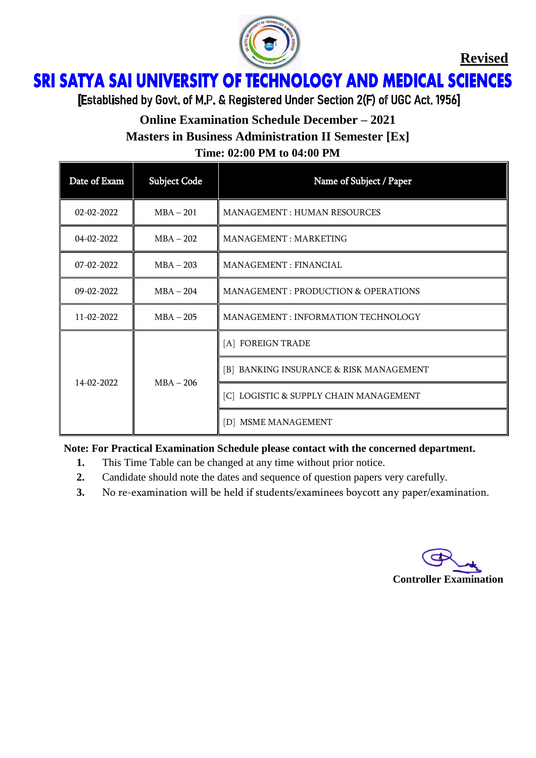**Revised**

# SRI SATYA SAI UNIVERSITY OF TECHNOLOGY AND MEDICAL SCIENCES

[Established by Govt. of M.P. & Registered Under Section 2(F) of UGC Act. 1956]

## Online Examination Schedule December – 2021

## Masters in Business Administration II Semester [Ex]

### Time: 02:00 PM to 04:00 PM

| Date of Exam | Subject Code | Name of Subject / Paper |
|---|---|---|
| 02-02-2022 | MBA – 201 | MANAGEMENT : HUMAN RESOURCES |
| 04-02-2022 | MBA – 202 | MANAGEMENT : MARKETING |
| 07-02-2022 | MBA – 203 | MANAGEMENT : FINANCIAL |
| 09-02-2022 | MBA – 204 | MANAGEMENT : PRODUCTION & OPERATIONS |
| 11-02-2022 | MBA – 205 | MANAGEMENT : INFORMATION TECHNOLOGY |
| 14-02-2022 | MBA – 206 | [A] FOREIGN TRADE |
| | | [B] BANKING INSURANCE & RISK MANAGEMENT |
| | | [C] LOGISTIC & SUPPLY CHAIN MANAGEMENT |
| | | [D] MSME MANAGEMENT |

**Note: For Practical Examination Schedule please contact with the concerned department.**

1. This Time Table can be changed at any time without prior notice.
2. Candidate should note the dates and sequence of question papers very carefully.
3. No re-examination will be held if students/examinees boycott any paper/examination.

**Controller Examination**